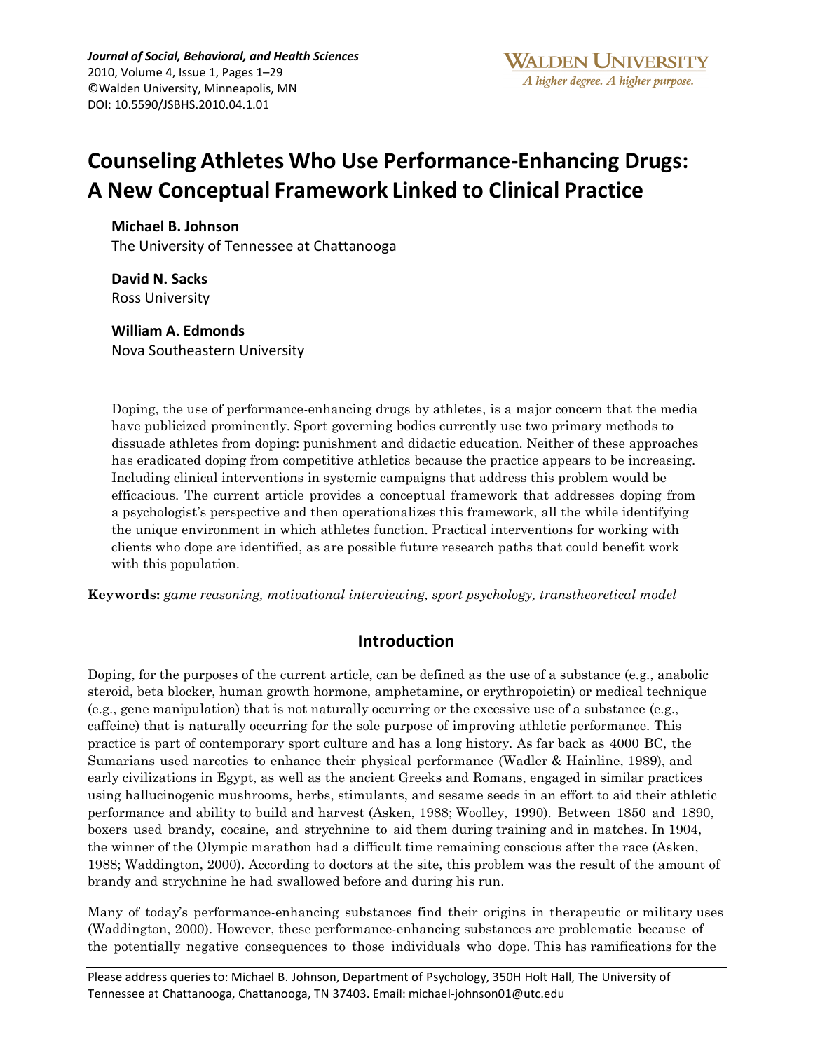# Counseling Athletes Who Use Performance-Enhancing Drugs: A New Conceptual Framework Linked to Clinical Practice

**Michael B. Johnson**
The University of Tennessee at Chattanooga

**David N. Sacks**
Ross University

**William A. Edmonds**
Nova Southeastern University

Doping, the use of performance-enhancing drugs by athletes, is a major concern that the media have publicized prominently. Sport governing bodies currently use two primary methods to dissuade athletes from doping: punishment and didactic education. Neither of these approaches has eradicated doping from competitive athletics because the practice appears to be increasing. Including clinical interventions in systemic campaigns that address this problem would be efficacious. The current article provides a conceptual framework that addresses doping from a psychologist's perspective and then operationalizes this framework, all the while identifying the unique environment in which athletes function. Practical interventions for working with clients who dope are identified, as are possible future research paths that could benefit work with this population.

**Keywords:** *game reasoning, motivational interviewing, sport psychology, transtheoretical model*

## Introduction

Doping, for the purposes of the current article, can be defined as the use of a substance (e.g., anabolic steroid, beta blocker, human growth hormone, amphetamine, or erythropoietin) or medical technique (e.g., gene manipulation) that is not naturally occurring or the excessive use of a substance (e.g., caffeine) that is naturally occurring for the sole purpose of improving athletic performance. This practice is part of contemporary sport culture and has a long history. As far back as 4000 BC, the Sumarians used narcotics to enhance their physical performance (Wadler & Hainline, 1989), and early civilizations in Egypt, as well as the ancient Greeks and Romans, engaged in similar practices using hallucinogenic mushrooms, herbs, stimulants, and sesame seeds in an effort to aid their athletic performance and ability to build and harvest (Asken, 1988; Woolley, 1990). Between 1850 and 1890, boxers used brandy, cocaine, and strychnine to aid them during training and in matches. In 1904, the winner of the Olympic marathon had a difficult time remaining conscious after the race (Asken, 1988; Waddington, 2000). According to doctors at the site, this problem was the result of the amount of brandy and strychnine he had swallowed before and during his run.

Many of today's performance-enhancing substances find their origins in therapeutic or military uses (Waddington, 2000). However, these performance-enhancing substances are problematic because of the potentially negative consequences to those individuals who dope. This has ramifications for the

Please address queries to: Michael B. Johnson, Department of Psychology, 350H Holt Hall, The University of Tennessee at Chattanooga, Chattanooga, TN 37403. Email: michael-johnson01@utc.edu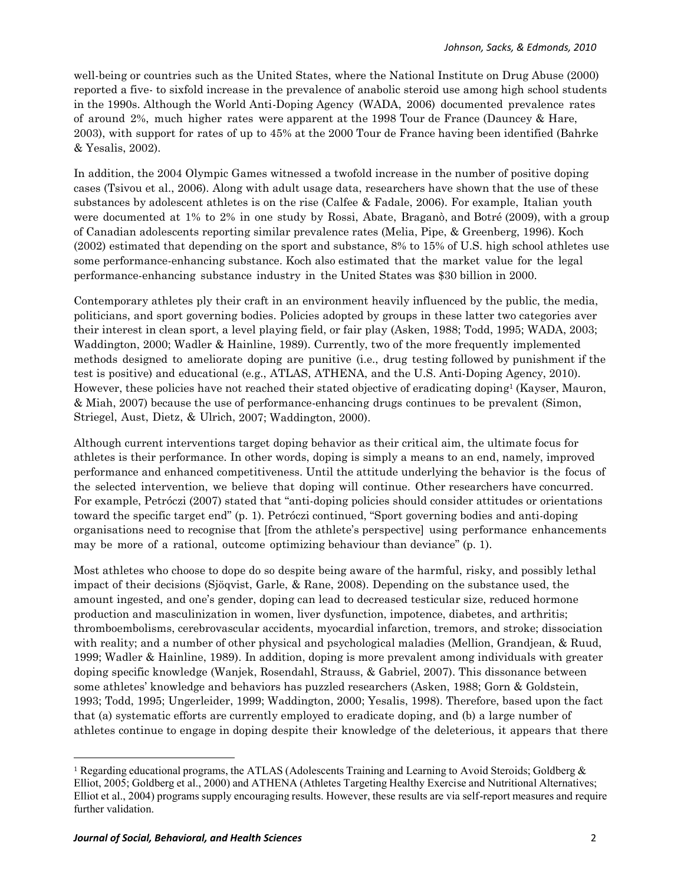well-being or countries such as the United States, where the National Institute on Drug Abuse (2000) reported a five- to sixfold increase in the prevalence of anabolic steroid use among high school students in the 1990s. Although the World Anti-Doping Agency (WADA, 2006) documented prevalence rates of around 2%, much higher rates were apparent at the 1998 Tour de France (Dauncey & Hare, 2003), with support for rates of up to 45% at the 2000 Tour de France having been identified (Bahrke & Yesalis, 2002).

In addition, the 2004 Olympic Games witnessed a twofold increase in the number of positive doping cases (Tsivou et al., 2006). Along with adult usage data, researchers have shown that the use of these substances by adolescent athletes is on the rise (Calfee & Fadale, 2006). For example, Italian youth were documented at 1% to 2% in one study by Rossi, Abate, Braganò, and Botré (2009), with a group of Canadian adolescents reporting similar prevalence rates (Melia, Pipe, & Greenberg, 1996). Koch (2002) estimated that depending on the sport and substance, 8% to 15% of U.S. high school athletes use some performance-enhancing substance. Koch also estimated that the market value for the legal performance-enhancing substance industry in the United States was $30 billion in 2000.

Contemporary athletes ply their craft in an environment heavily influenced by the public, the media, politicians, and sport governing bodies. Policies adopted by groups in these latter two categories aver their interest in clean sport, a level playing field, or fair play (Asken, 1988; Todd, 1995; WADA, 2003; Waddington, 2000; Wadler & Hainline, 1989). Currently, two of the more frequently implemented methods designed to ameliorate doping are punitive (i.e., drug testing followed by punishment if the test is positive) and educational (e.g., ATLAS, ATHENA, and the U.S. Anti-Doping Agency, 2010). However, these policies have not reached their stated objective of eradicating doping[1] (Kayser, Mauron, & Miah, 2007) because the use of performance-enhancing drugs continues to be prevalent (Simon, Striegel, Aust, Dietz, & Ulrich, 2007; Waddington, 2000).

Although current interventions target doping behavior as their critical aim, the ultimate focus for athletes is their performance. In other words, doping is simply a means to an end, namely, improved performance and enhanced competitiveness. Until the attitude underlying the behavior is the focus of the selected intervention, we believe that doping will continue. Other researchers have concurred. For example, Petróczi (2007) stated that "anti-doping policies should consider attitudes or orientations toward the specific target end" (p. 1). Petróczi continued, "Sport governing bodies and anti-doping organisations need to recognise that [from the athlete's perspective] using performance enhancements may be more of a rational, outcome optimizing behaviour than deviance" (p. 1).

Most athletes who choose to dope do so despite being aware of the harmful, risky, and possibly lethal impact of their decisions (Sjöqvist, Garle, & Rane, 2008). Depending on the substance used, the amount ingested, and one's gender, doping can lead to decreased testicular size, reduced hormone production and masculinization in women, liver dysfunction, impotence, diabetes, and arthritis; thromboembolisms, cerebrovascular accidents, myocardial infarction, tremors, and stroke; dissociation with reality; and a number of other physical and psychological maladies (Mellion, Grandjean, & Ruud, 1999; Wadler & Hainline, 1989). In addition, doping is more prevalent among individuals with greater doping specific knowledge (Wanjek, Rosendahl, Strauss, & Gabriel, 2007). This dissonance between some athletes' knowledge and behaviors has puzzled researchers (Asken, 1988; Gorn & Goldstein, 1993; Todd, 1995; Ungerleider, 1999; Waddington, 2000; Yesalis, 1998). Therefore, based upon the fact that (a) systematic efforts are currently employed to eradicate doping, and (b) a large number of athletes continue to engage in doping despite their knowledge of the deleterious, it appears that there

---

[1] Regarding educational programs, the ATLAS (Adolescents Training and Learning to Avoid Steroids; Goldberg & Elliot, 2005; Goldberg et al., 2000) and ATHENA (Athletes Targeting Healthy Exercise and Nutritional Alternatives; Elliot et al., 2004) programs supply encouraging results. However, these results are via self-report measures and require further validation.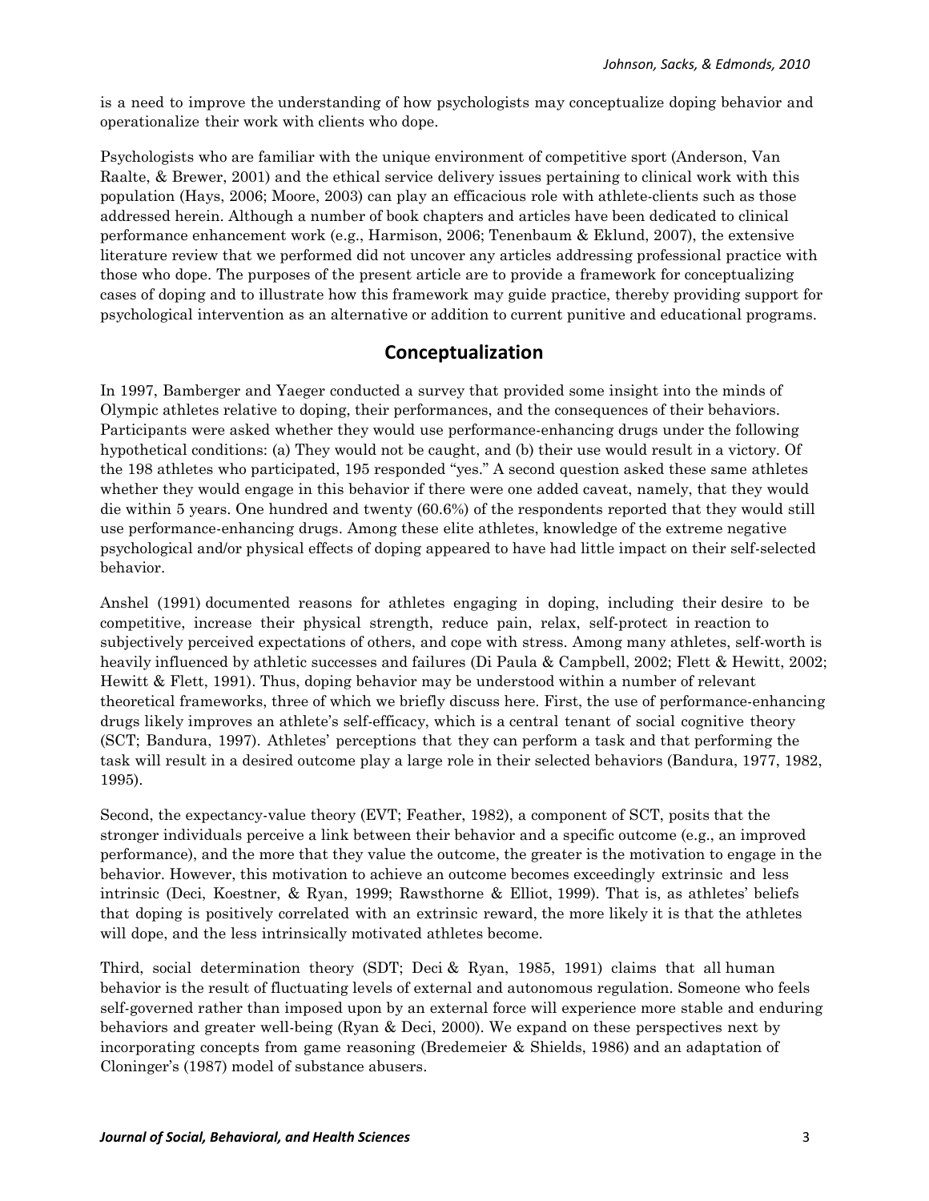is a need to improve the understanding of how psychologists may conceptualize doping behavior and operationalize their work with clients who dope.

Psychologists who are familiar with the unique environment of competitive sport (Anderson, Van Raalte, & Brewer, 2001) and the ethical service delivery issues pertaining to clinical work with this population (Hays, 2006; Moore, 2003) can play an efficacious role with athlete-clients such as those addressed herein. Although a number of book chapters and articles have been dedicated to clinical performance enhancement work (e.g., Harmison, 2006; Tenenbaum & Eklund, 2007), the extensive literature review that we performed did not uncover any articles addressing professional practice with those who dope. The purposes of the present article are to provide a framework for conceptualizing cases of doping and to illustrate how this framework may guide practice, thereby providing support for psychological intervention as an alternative or addition to current punitive and educational programs.

## Conceptualization

In 1997, Bamberger and Yaeger conducted a survey that provided some insight into the minds of Olympic athletes relative to doping, their performances, and the consequences of their behaviors. Participants were asked whether they would use performance-enhancing drugs under the following hypothetical conditions: (a) They would not be caught, and (b) their use would result in a victory. Of the 198 athletes who participated, 195 responded "yes." A second question asked these same athletes whether they would engage in this behavior if there were one added caveat, namely, that they would die within 5 years. One hundred and twenty (60.6%) of the respondents reported that they would still use performance-enhancing drugs. Among these elite athletes, knowledge of the extreme negative psychological and/or physical effects of doping appeared to have had little impact on their self-selected behavior.

Anshel (1991) documented reasons for athletes engaging in doping, including their desire to be competitive, increase their physical strength, reduce pain, relax, self-protect in reaction to subjectively perceived expectations of others, and cope with stress. Among many athletes, self-worth is heavily influenced by athletic successes and failures (Di Paula & Campbell, 2002; Flett & Hewitt, 2002; Hewitt & Flett, 1991). Thus, doping behavior may be understood within a number of relevant theoretical frameworks, three of which we briefly discuss here. First, the use of performance-enhancing drugs likely improves an athlete's self-efficacy, which is a central tenant of social cognitive theory (SCT; Bandura, 1997). Athletes' perceptions that they can perform a task and that performing the task will result in a desired outcome play a large role in their selected behaviors (Bandura, 1977, 1982, 1995).

Second, the expectancy-value theory (EVT; Feather, 1982), a component of SCT, posits that the stronger individuals perceive a link between their behavior and a specific outcome (e.g., an improved performance), and the more that they value the outcome, the greater is the motivation to engage in the behavior. However, this motivation to achieve an outcome becomes exceedingly extrinsic and less intrinsic (Deci, Koestner, & Ryan, 1999; Rawsthorne & Elliot, 1999). That is, as athletes' beliefs that doping is positively correlated with an extrinsic reward, the more likely it is that the athletes will dope, and the less intrinsically motivated athletes become.

Third, social determination theory (SDT; Deci & Ryan, 1985, 1991) claims that all human behavior is the result of fluctuating levels of external and autonomous regulation. Someone who feels self-governed rather than imposed upon by an external force will experience more stable and enduring behaviors and greater well-being (Ryan & Deci, 2000). We expand on these perspectives next by incorporating concepts from game reasoning (Bredemeier & Shields, 1986) and an adaptation of Cloninger's (1987) model of substance abusers.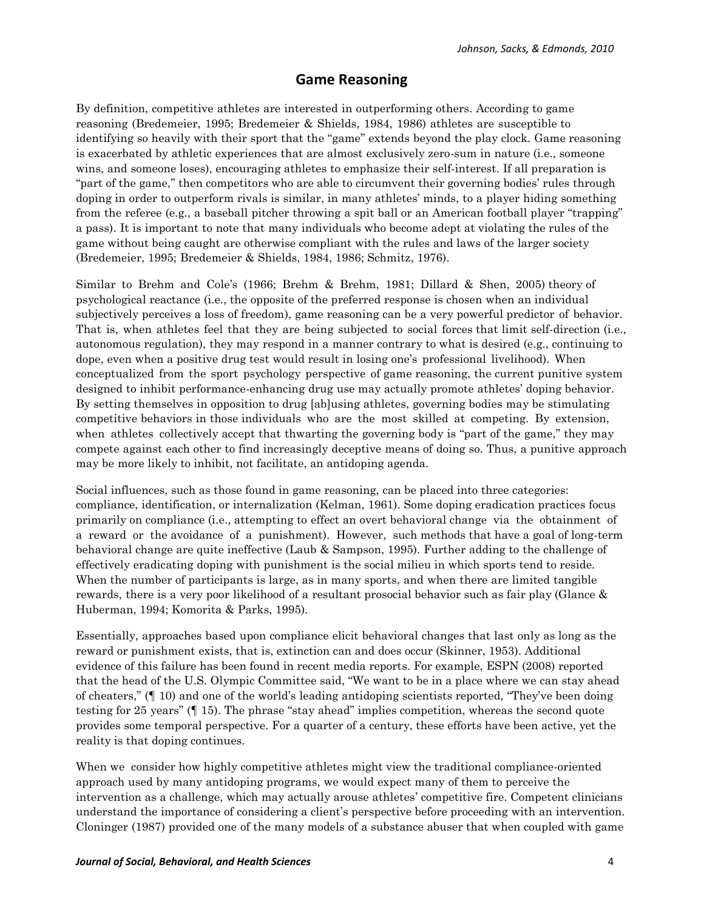## Game Reasoning

By definition, competitive athletes are interested in outperforming others. According to game reasoning (Bredemeier, 1995; Bredemeier & Shields, 1984, 1986) athletes are susceptible to identifying so heavily with their sport that the "game" extends beyond the play clock. Game reasoning is exacerbated by athletic experiences that are almost exclusively zero-sum in nature (i.e., someone wins, and someone loses), encouraging athletes to emphasize their self-interest. If all preparation is "part of the game," then competitors who are able to circumvent their governing bodies' rules through doping in order to outperform rivals is similar, in many athletes' minds, to a player hiding something from the referee (e.g., a baseball pitcher throwing a spit ball or an American football player "trapping" a pass). It is important to note that many individuals who become adept at violating the rules of the game without being caught are otherwise compliant with the rules and laws of the larger society (Bredemeier, 1995; Bredemeier & Shields, 1984, 1986; Schmitz, 1976).

Similar to Brehm and Cole's (1966; Brehm & Brehm, 1981; Dillard & Shen, 2005) theory of psychological reactance (i.e., the opposite of the preferred response is chosen when an individual subjectively perceives a loss of freedom), game reasoning can be a very powerful predictor of behavior. That is, when athletes feel that they are being subjected to social forces that limit self-direction (i.e., autonomous regulation), they may respond in a manner contrary to what is desired (e.g., continuing to dope, even when a positive drug test would result in losing one's professional livelihood). When conceptualized from the sport psychology perspective of game reasoning, the current punitive system designed to inhibit performance-enhancing drug use may actually promote athletes' doping behavior. By setting themselves in opposition to drug [ab]using athletes, governing bodies may be stimulating competitive behaviors in those individuals who are the most skilled at competing. By extension, when athletes collectively accept that thwarting the governing body is "part of the game," they may compete against each other to find increasingly deceptive means of doing so. Thus, a punitive approach may be more likely to inhibit, not facilitate, an antidoping agenda.

Social influences, such as those found in game reasoning, can be placed into three categories: compliance, identification, or internalization (Kelman, 1961). Some doping eradication practices focus primarily on compliance (i.e., attempting to effect an overt behavioral change via the obtainment of a reward or the avoidance of a punishment). However, such methods that have a goal of long-term behavioral change are quite ineffective (Laub & Sampson, 1995). Further adding to the challenge of effectively eradicating doping with punishment is the social milieu in which sports tend to reside. When the number of participants is large, as in many sports, and when there are limited tangible rewards, there is a very poor likelihood of a resultant prosocial behavior such as fair play (Glance & Huberman, 1994; Komorita & Parks, 1995).

Essentially, approaches based upon compliance elicit behavioral changes that last only as long as the reward or punishment exists, that is, extinction can and does occur (Skinner, 1953). Additional evidence of this failure has been found in recent media reports. For example, ESPN (2008) reported that the head of the U.S. Olympic Committee said, "We want to be in a place where we can stay ahead of cheaters," (¶ 10) and one of the world's leading antidoping scientists reported, "They've been doing testing for 25 years" (¶ 15). The phrase "stay ahead" implies competition, whereas the second quote provides some temporal perspective. For a quarter of a century, these efforts have been active, yet the reality is that doping continues.

When we consider how highly competitive athletes might view the traditional compliance-oriented approach used by many antidoping programs, we would expect many of them to perceive the intervention as a challenge, which may actually arouse athletes' competitive fire. Competent clinicians understand the importance of considering a client's perspective before proceeding with an intervention. Cloninger (1987) provided one of the many models of a substance abuser that when coupled with game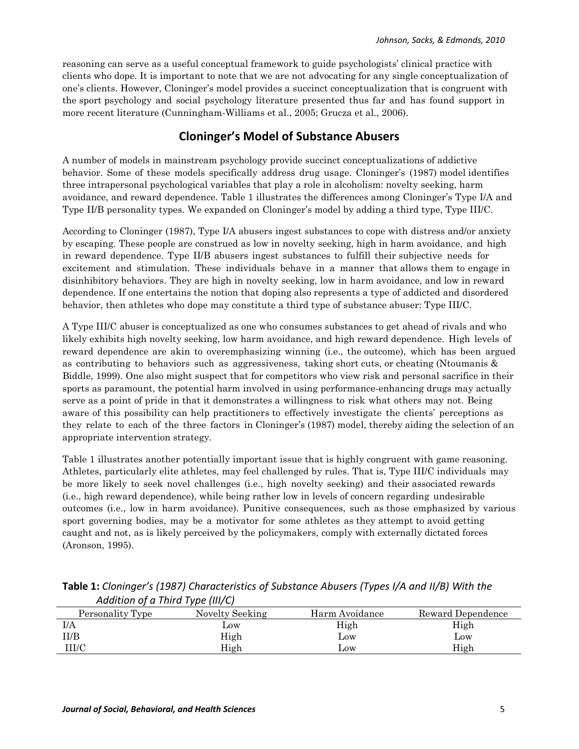reasoning can serve as a useful conceptual framework to guide psychologists' clinical practice with clients who dope. It is important to note that we are not advocating for any single conceptualization of one's clients. However, Cloninger's model provides a succinct conceptualization that is congruent with the sport psychology and social psychology literature presented thus far and has found support in more recent literature (Cunningham-Williams et al., 2005; Grucza et al., 2006).

## Cloninger's Model of Substance Abusers

A number of models in mainstream psychology provide succinct conceptualizations of addictive behavior. Some of these models specifically address drug usage. Cloninger's (1987) model identifies three intrapersonal psychological variables that play a role in alcoholism: novelty seeking, harm avoidance, and reward dependence. Table 1 illustrates the differences among Cloninger's Type I/A and Type II/B personality types. We expanded on Cloninger's model by adding a third type, Type III/C.

According to Cloninger (1987), Type I/A abusers ingest substances to cope with distress and/or anxiety by escaping. These people are construed as low in novelty seeking, high in harm avoidance, and high in reward dependence. Type II/B abusers ingest substances to fulfill their subjective needs for excitement and stimulation. These individuals behave in a manner that allows them to engage in disinhibitory behaviors. They are high in novelty seeking, low in harm avoidance, and low in reward dependence. If one entertains the notion that doping also represents a type of addicted and disordered behavior, then athletes who dope may constitute a third type of substance abuser: Type III/C.

A Type III/C abuser is conceptualized as one who consumes substances to get ahead of rivals and who likely exhibits high novelty seeking, low harm avoidance, and high reward dependence. High levels of reward dependence are akin to overemphasizing winning (i.e., the outcome), which has been argued as contributing to behaviors such as aggressiveness, taking short cuts, or cheating (Ntoumanis & Biddle, 1999). One also might suspect that for competitors who view risk and personal sacrifice in their sports as paramount, the potential harm involved in using performance-enhancing drugs may actually serve as a point of pride in that it demonstrates a willingness to risk what others may not. Being aware of this possibility can help practitioners to effectively investigate the clients' perceptions as they relate to each of the three factors in Cloninger's (1987) model, thereby aiding the selection of an appropriate intervention strategy.

Table 1 illustrates another potentially important issue that is highly congruent with game reasoning. Athletes, particularly elite athletes, may feel challenged by rules. That is, Type III/C individuals may be more likely to seek novel challenges (i.e., high novelty seeking) and their associated rewards (i.e., high reward dependence), while being rather low in levels of concern regarding undesirable outcomes (i.e., low in harm avoidance). Punitive consequences, such as those emphasized by various sport governing bodies, may be a motivator for some athletes as they attempt to avoid getting caught and not, as is likely perceived by the policymakers, comply with externally dictated forces (Aronson, 1995).

**Table 1:** *Cloninger's (1987) Characteristics of Substance Abusers (Types I/A and II/B) With the Addition of a Third Type (III/C)*

| Personality Type | Novelty Seeking | Harm Avoidance | Reward Dependence |
|---|---|---|---|
| I/A | Low | High | High |
| II/B | High | Low | Low |
| III/C | High | Low | High |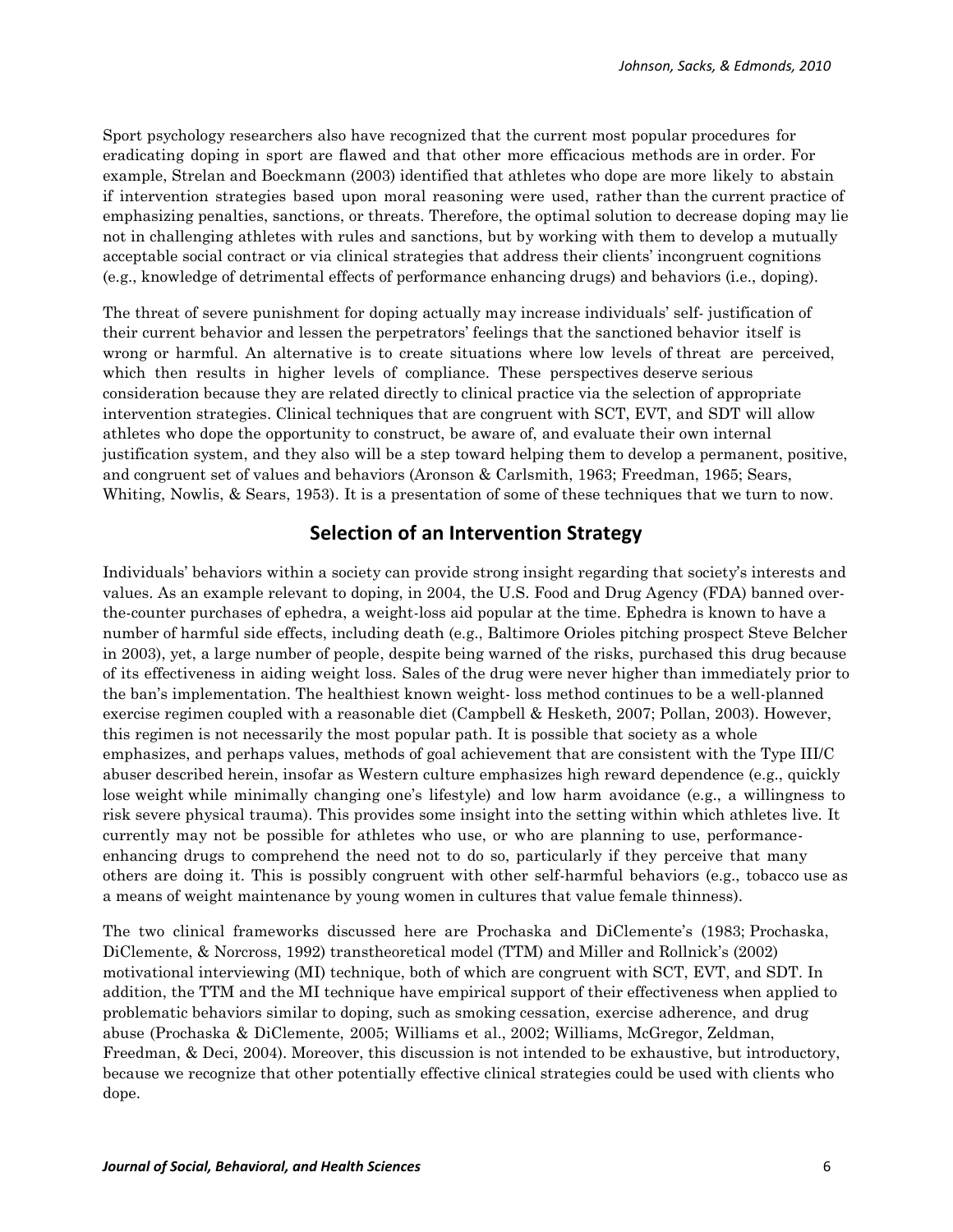Sport psychology researchers also have recognized that the current most popular procedures for eradicating doping in sport are flawed and that other more efficacious methods are in order. For example, Strelan and Boeckmann (2003) identified that athletes who dope are more likely to abstain if intervention strategies based upon moral reasoning were used, rather than the current practice of emphasizing penalties, sanctions, or threats. Therefore, the optimal solution to decrease doping may lie not in challenging athletes with rules and sanctions, but by working with them to develop a mutually acceptable social contract or via clinical strategies that address their clients' incongruent cognitions (e.g., knowledge of detrimental effects of performance enhancing drugs) and behaviors (i.e., doping).

The threat of severe punishment for doping actually may increase individuals' self- justification of their current behavior and lessen the perpetrators' feelings that the sanctioned behavior itself is wrong or harmful. An alternative is to create situations where low levels of threat are perceived, which then results in higher levels of compliance. These perspectives deserve serious consideration because they are related directly to clinical practice via the selection of appropriate intervention strategies. Clinical techniques that are congruent with SCT, EVT, and SDT will allow athletes who dope the opportunity to construct, be aware of, and evaluate their own internal justification system, and they also will be a step toward helping them to develop a permanent, positive, and congruent set of values and behaviors (Aronson & Carlsmith, 1963; Freedman, 1965; Sears, Whiting, Nowlis, & Sears, 1953). It is a presentation of some of these techniques that we turn to now.

## Selection of an Intervention Strategy

Individuals' behaviors within a society can provide strong insight regarding that society's interests and values. As an example relevant to doping, in 2004, the U.S. Food and Drug Agency (FDA) banned over-the-counter purchases of ephedra, a weight-loss aid popular at the time. Ephedra is known to have a number of harmful side effects, including death (e.g., Baltimore Orioles pitching prospect Steve Belcher in 2003), yet, a large number of people, despite being warned of the risks, purchased this drug because of its effectiveness in aiding weight loss. Sales of the drug were never higher than immediately prior to the ban's implementation. The healthiest known weight- loss method continues to be a well-planned exercise regimen coupled with a reasonable diet (Campbell & Hesketh, 2007; Pollan, 2003). However, this regimen is not necessarily the most popular path. It is possible that society as a whole emphasizes, and perhaps values, methods of goal achievement that are consistent with the Type III/C abuser described herein, insofar as Western culture emphasizes high reward dependence (e.g., quickly lose weight while minimally changing one's lifestyle) and low harm avoidance (e.g., a willingness to risk severe physical trauma). This provides some insight into the setting within which athletes live. It currently may not be possible for athletes who use, or who are planning to use, performance-enhancing drugs to comprehend the need not to do so, particularly if they perceive that many others are doing it. This is possibly congruent with other self-harmful behaviors (e.g., tobacco use as a means of weight maintenance by young women in cultures that value female thinness).

The two clinical frameworks discussed here are Prochaska and DiClemente's (1983; Prochaska, DiClemente, & Norcross, 1992) transtheoretical model (TTM) and Miller and Rollnick's (2002) motivational interviewing (MI) technique, both of which are congruent with SCT, EVT, and SDT. In addition, the TTM and the MI technique have empirical support of their effectiveness when applied to problematic behaviors similar to doping, such as smoking cessation, exercise adherence, and drug abuse (Prochaska & DiClemente, 2005; Williams et al., 2002; Williams, McGregor, Zeldman, Freedman, & Deci, 2004). Moreover, this discussion is not intended to be exhaustive, but introductory, because we recognize that other potentially effective clinical strategies could be used with clients who dope.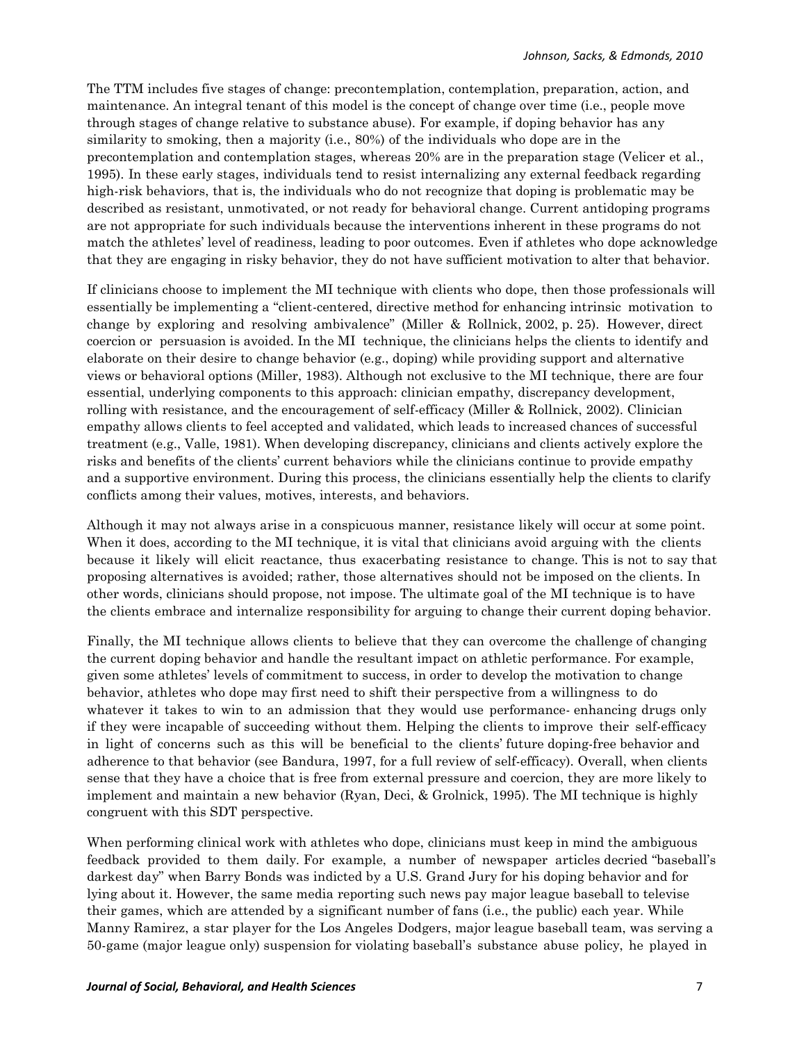The TTM includes five stages of change: precontemplation, contemplation, preparation, action, and maintenance. An integral tenant of this model is the concept of change over time (i.e., people move through stages of change relative to substance abuse). For example, if doping behavior has any similarity to smoking, then a majority (i.e., 80%) of the individuals who dope are in the precontemplation and contemplation stages, whereas 20% are in the preparation stage (Velicer et al., 1995). In these early stages, individuals tend to resist internalizing any external feedback regarding high-risk behaviors, that is, the individuals who do not recognize that doping is problematic may be described as resistant, unmotivated, or not ready for behavioral change. Current antidoping programs are not appropriate for such individuals because the interventions inherent in these programs do not match the athletes' level of readiness, leading to poor outcomes. Even if athletes who dope acknowledge that they are engaging in risky behavior, they do not have sufficient motivation to alter that behavior.

If clinicians choose to implement the MI technique with clients who dope, then those professionals will essentially be implementing a "client-centered, directive method for enhancing intrinsic motivation to change by exploring and resolving ambivalence" (Miller & Rollnick, 2002, p. 25). However, direct coercion or persuasion is avoided. In the MI technique, the clinicians helps the clients to identify and elaborate on their desire to change behavior (e.g., doping) while providing support and alternative views or behavioral options (Miller, 1983). Although not exclusive to the MI technique, there are four essential, underlying components to this approach: clinician empathy, discrepancy development, rolling with resistance, and the encouragement of self-efficacy (Miller & Rollnick, 2002). Clinician empathy allows clients to feel accepted and validated, which leads to increased chances of successful treatment (e.g., Valle, 1981). When developing discrepancy, clinicians and clients actively explore the risks and benefits of the clients' current behaviors while the clinicians continue to provide empathy and a supportive environment. During this process, the clinicians essentially help the clients to clarify conflicts among their values, motives, interests, and behaviors.

Although it may not always arise in a conspicuous manner, resistance likely will occur at some point. When it does, according to the MI technique, it is vital that clinicians avoid arguing with the clients because it likely will elicit reactance, thus exacerbating resistance to change. This is not to say that proposing alternatives is avoided; rather, those alternatives should not be imposed on the clients. In other words, clinicians should propose, not impose. The ultimate goal of the MI technique is to have the clients embrace and internalize responsibility for arguing to change their current doping behavior.

Finally, the MI technique allows clients to believe that they can overcome the challenge of changing the current doping behavior and handle the resultant impact on athletic performance. For example, given some athletes' levels of commitment to success, in order to develop the motivation to change behavior, athletes who dope may first need to shift their perspective from a willingness to do whatever it takes to win to an admission that they would use performance- enhancing drugs only if they were incapable of succeeding without them. Helping the clients to improve their self-efficacy in light of concerns such as this will be beneficial to the clients' future doping-free behavior and adherence to that behavior (see Bandura, 1997, for a full review of self-efficacy). Overall, when clients sense that they have a choice that is free from external pressure and coercion, they are more likely to implement and maintain a new behavior (Ryan, Deci, & Grolnick, 1995). The MI technique is highly congruent with this SDT perspective.

When performing clinical work with athletes who dope, clinicians must keep in mind the ambiguous feedback provided to them daily. For example, a number of newspaper articles decried "baseball's darkest day" when Barry Bonds was indicted by a U.S. Grand Jury for his doping behavior and for lying about it. However, the same media reporting such news pay major league baseball to televise their games, which are attended by a significant number of fans (i.e., the public) each year. While Manny Ramirez, a star player for the Los Angeles Dodgers, major league baseball team, was serving a 50-game (major league only) suspension for violating baseball's substance abuse policy, he played in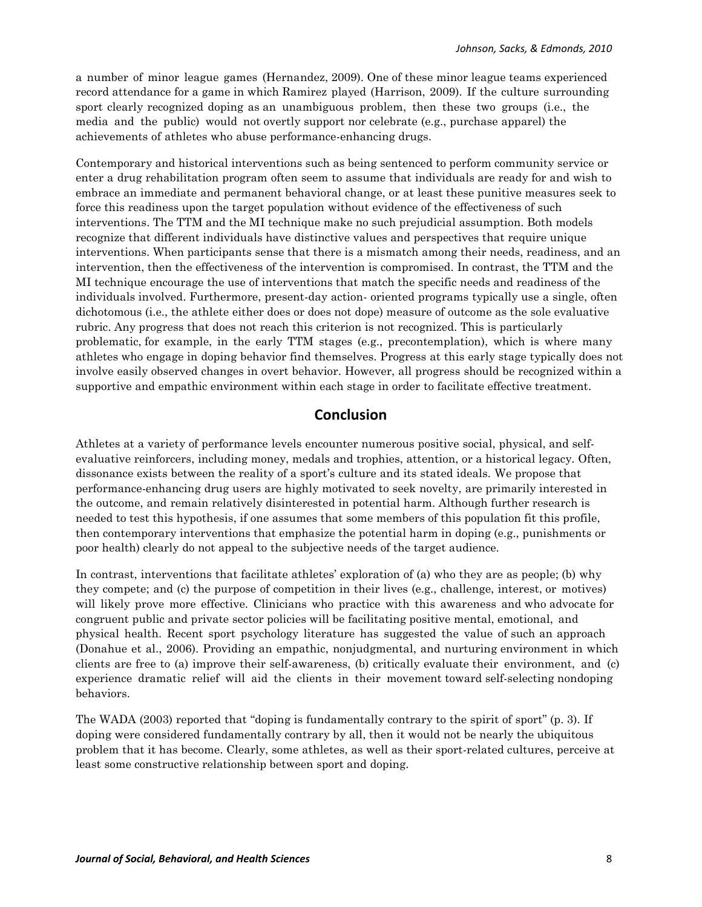a number of minor league games (Hernandez, 2009). One of these minor league teams experienced record attendance for a game in which Ramirez played (Harrison, 2009). If the culture surrounding sport clearly recognized doping as an unambiguous problem, then these two groups (i.e., the media and the public) would not overtly support nor celebrate (e.g., purchase apparel) the achievements of athletes who abuse performance-enhancing drugs.

Contemporary and historical interventions such as being sentenced to perform community service or enter a drug rehabilitation program often seem to assume that individuals are ready for and wish to embrace an immediate and permanent behavioral change, or at least these punitive measures seek to force this readiness upon the target population without evidence of the effectiveness of such interventions. The TTM and the MI technique make no such prejudicial assumption. Both models recognize that different individuals have distinctive values and perspectives that require unique interventions. When participants sense that there is a mismatch among their needs, readiness, and an intervention, then the effectiveness of the intervention is compromised. In contrast, the TTM and the MI technique encourage the use of interventions that match the specific needs and readiness of the individuals involved. Furthermore, present-day action- oriented programs typically use a single, often dichotomous (i.e., the athlete either does or does not dope) measure of outcome as the sole evaluative rubric. Any progress that does not reach this criterion is not recognized. This is particularly problematic, for example, in the early TTM stages (e.g., precontemplation), which is where many athletes who engage in doping behavior find themselves. Progress at this early stage typically does not involve easily observed changes in overt behavior. However, all progress should be recognized within a supportive and empathic environment within each stage in order to facilitate effective treatment.

## Conclusion

Athletes at a variety of performance levels encounter numerous positive social, physical, and self-evaluative reinforcers, including money, medals and trophies, attention, or a historical legacy. Often, dissonance exists between the reality of a sport's culture and its stated ideals. We propose that performance-enhancing drug users are highly motivated to seek novelty, are primarily interested in the outcome, and remain relatively disinterested in potential harm. Although further research is needed to test this hypothesis, if one assumes that some members of this population fit this profile, then contemporary interventions that emphasize the potential harm in doping (e.g., punishments or poor health) clearly do not appeal to the subjective needs of the target audience.

In contrast, interventions that facilitate athletes' exploration of (a) who they are as people; (b) why they compete; and (c) the purpose of competition in their lives (e.g., challenge, interest, or motives) will likely prove more effective. Clinicians who practice with this awareness and who advocate for congruent public and private sector policies will be facilitating positive mental, emotional, and physical health. Recent sport psychology literature has suggested the value of such an approach (Donahue et al., 2006). Providing an empathic, nonjudgmental, and nurturing environment in which clients are free to (a) improve their self-awareness, (b) critically evaluate their environment, and (c) experience dramatic relief will aid the clients in their movement toward self-selecting nondoping behaviors.

The WADA (2003) reported that "doping is fundamentally contrary to the spirit of sport" (p. 3). If doping were considered fundamentally contrary by all, then it would not be nearly the ubiquitous problem that it has become. Clearly, some athletes, as well as their sport-related cultures, perceive at least some constructive relationship between sport and doping.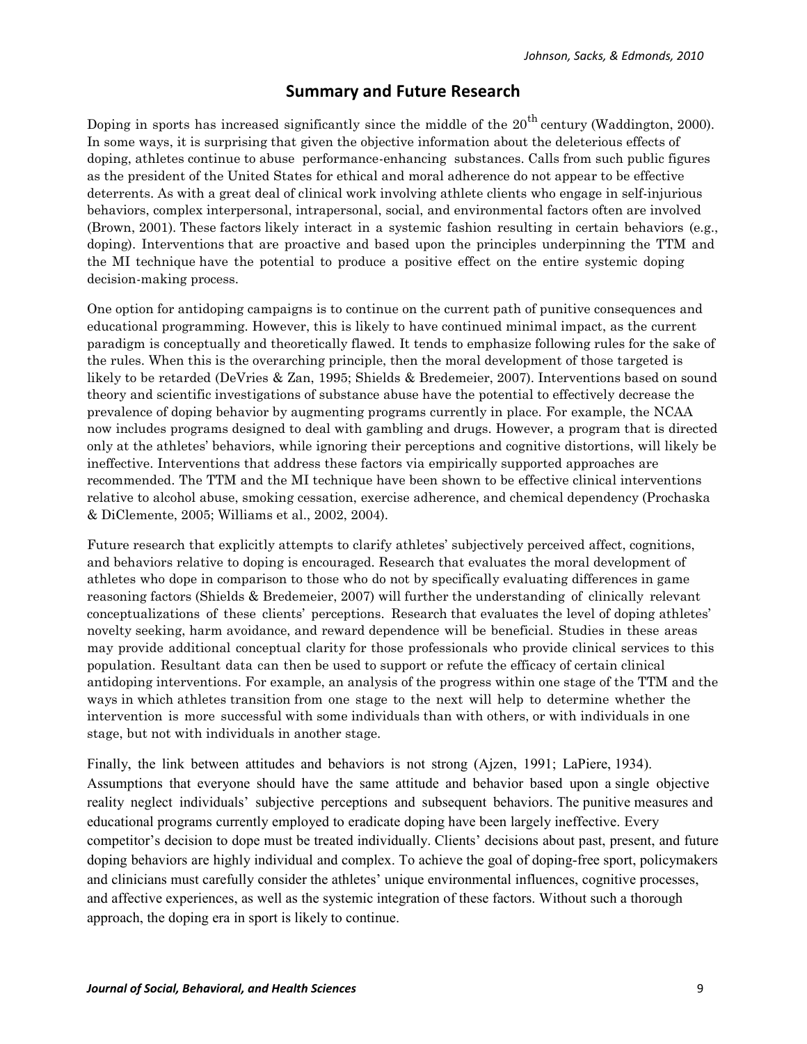## Summary and Future Research

Doping in sports has increased significantly since the middle of the 20th century (Waddington, 2000). In some ways, it is surprising that given the objective information about the deleterious effects of doping, athletes continue to abuse performance-enhancing substances. Calls from such public figures as the president of the United States for ethical and moral adherence do not appear to be effective deterrents. As with a great deal of clinical work involving athlete clients who engage in self-injurious behaviors, complex interpersonal, intrapersonal, social, and environmental factors often are involved (Brown, 2001). These factors likely interact in a systemic fashion resulting in certain behaviors (e.g., doping). Interventions that are proactive and based upon the principles underpinning the TTM and the MI technique have the potential to produce a positive effect on the entire systemic doping decision-making process.

One option for antidoping campaigns is to continue on the current path of punitive consequences and educational programming. However, this is likely to have continued minimal impact, as the current paradigm is conceptually and theoretically flawed. It tends to emphasize following rules for the sake of the rules. When this is the overarching principle, then the moral development of those targeted is likely to be retarded (DeVries & Zan, 1995; Shields & Bredemeier, 2007). Interventions based on sound theory and scientific investigations of substance abuse have the potential to effectively decrease the prevalence of doping behavior by augmenting programs currently in place. For example, the NCAA now includes programs designed to deal with gambling and drugs. However, a program that is directed only at the athletes' behaviors, while ignoring their perceptions and cognitive distortions, will likely be ineffective. Interventions that address these factors via empirically supported approaches are recommended. The TTM and the MI technique have been shown to be effective clinical interventions relative to alcohol abuse, smoking cessation, exercise adherence, and chemical dependency (Prochaska & DiClemente, 2005; Williams et al., 2002, 2004).

Future research that explicitly attempts to clarify athletes' subjectively perceived affect, cognitions, and behaviors relative to doping is encouraged. Research that evaluates the moral development of athletes who dope in comparison to those who do not by specifically evaluating differences in game reasoning factors (Shields & Bredemeier, 2007) will further the understanding of clinically relevant conceptualizations of these clients' perceptions. Research that evaluates the level of doping athletes' novelty seeking, harm avoidance, and reward dependence will be beneficial. Studies in these areas may provide additional conceptual clarity for those professionals who provide clinical services to this population. Resultant data can then be used to support or refute the efficacy of certain clinical antidoping interventions. For example, an analysis of the progress within one stage of the TTM and the ways in which athletes transition from one stage to the next will help to determine whether the intervention is more successful with some individuals than with others, or with individuals in one stage, but not with individuals in another stage.

Finally, the link between attitudes and behaviors is not strong (Ajzen, 1991; LaPiere, 1934). Assumptions that everyone should have the same attitude and behavior based upon a single objective reality neglect individuals' subjective perceptions and subsequent behaviors. The punitive measures and educational programs currently employed to eradicate doping have been largely ineffective. Every competitor's decision to dope must be treated individually. Clients' decisions about past, present, and future doping behaviors are highly individual and complex. To achieve the goal of doping-free sport, policymakers and clinicians must carefully consider the athletes' unique environmental influences, cognitive processes, and affective experiences, as well as the systemic integration of these factors. Without such a thorough approach, the doping era in sport is likely to continue.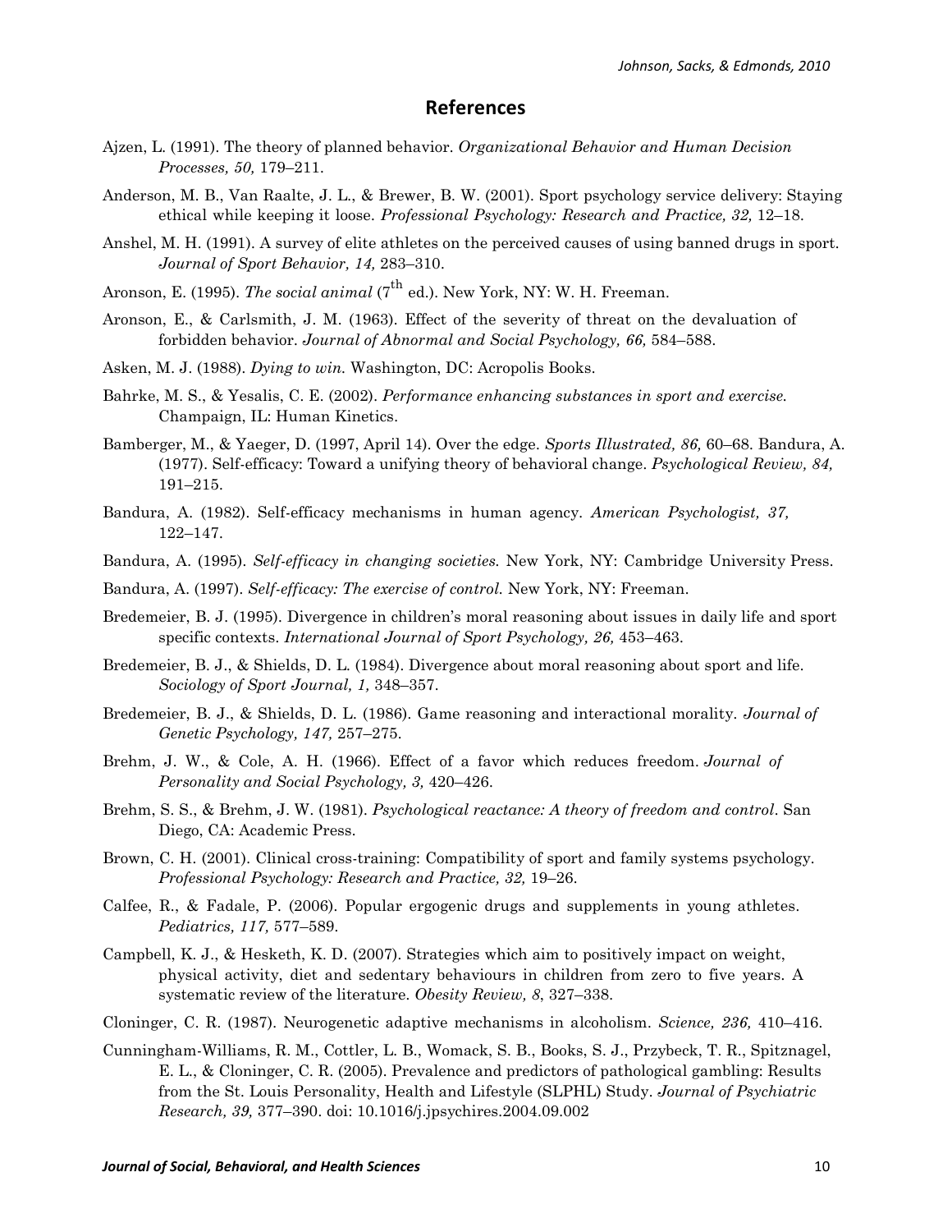## References

Ajzen, L. (1991). The theory of planned behavior. *Organizational Behavior and Human Decision Processes, 50,* 179–211.

Anderson, M. B., Van Raalte, J. L., & Brewer, B. W. (2001). Sport psychology service delivery: Staying ethical while keeping it loose. *Professional Psychology: Research and Practice, 32,* 12–18.

Anshel, M. H. (1991). A survey of elite athletes on the perceived causes of using banned drugs in sport. *Journal of Sport Behavior, 14,* 283–310.

Aronson, E. (1995). *The social animal* (7th ed.). New York, NY: W. H. Freeman.

Aronson, E., & Carlsmith, J. M. (1963). Effect of the severity of threat on the devaluation of forbidden behavior. *Journal of Abnormal and Social Psychology, 66,* 584–588.

Asken, M. J. (1988). *Dying to win.* Washington, DC: Acropolis Books.

Bahrke, M. S., & Yesalis, C. E. (2002). *Performance enhancing substances in sport and exercise.* Champaign, IL: Human Kinetics.

Bamberger, M., & Yaeger, D. (1997, April 14). Over the edge. *Sports Illustrated, 86,* 60–68. Bandura, A. (1977). Self-efficacy: Toward a unifying theory of behavioral change. *Psychological Review, 84,* 191–215.

Bandura, A. (1982). Self-efficacy mechanisms in human agency. *American Psychologist, 37,* 122–147.

Bandura, A. (1995). *Self-efficacy in changing societies.* New York, NY: Cambridge University Press.

Bandura, A. (1997). *Self-efficacy: The exercise of control.* New York, NY: Freeman.

Bredemeier, B. J. (1995). Divergence in children's moral reasoning about issues in daily life and sport specific contexts. *International Journal of Sport Psychology, 26,* 453–463.

Bredemeier, B. J., & Shields, D. L. (1984). Divergence about moral reasoning about sport and life. *Sociology of Sport Journal, 1,* 348–357.

Bredemeier, B. J., & Shields, D. L. (1986). Game reasoning and interactional morality. *Journal of Genetic Psychology, 147,* 257–275.

Brehm, J. W., & Cole, A. H. (1966). Effect of a favor which reduces freedom. *Journal of Personality and Social Psychology, 3,* 420–426.

Brehm, S. S., & Brehm, J. W. (1981). *Psychological reactance: A theory of freedom and control*. San Diego, CA: Academic Press.

Brown, C. H. (2001). Clinical cross-training: Compatibility of sport and family systems psychology. *Professional Psychology: Research and Practice, 32,* 19–26.

Calfee, R., & Fadale, P. (2006). Popular ergogenic drugs and supplements in young athletes. *Pediatrics, 117,* 577–589.

Campbell, K. J., & Hesketh, K. D. (2007). Strategies which aim to positively impact on weight, physical activity, diet and sedentary behaviours in children from zero to five years. A systematic review of the literature. *Obesity Review, 8*, 327–338.

Cloninger, C. R. (1987). Neurogenetic adaptive mechanisms in alcoholism. *Science, 236,* 410–416.

Cunningham-Williams, R. M., Cottler, L. B., Womack, S. B., Books, S. J., Przybeck, T. R., Spitznagel, E. L., & Cloninger, C. R. (2005). Prevalence and predictors of pathological gambling: Results from the St. Louis Personality, Health and Lifestyle (SLPHL) Study. *Journal of Psychiatric Research, 39,* 377–390. doi: 10.1016/j.jpsychires.2004.09.002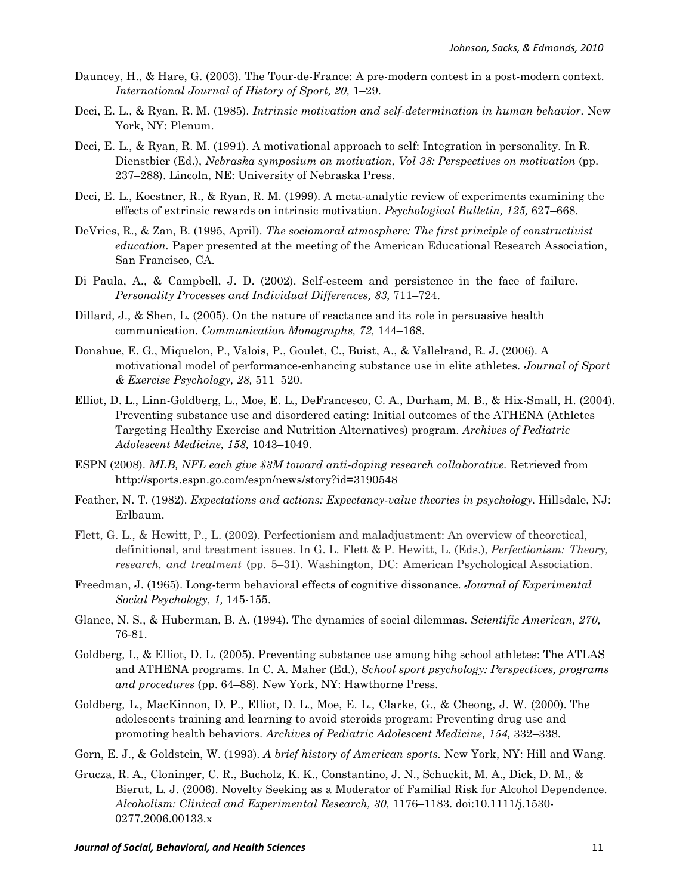Dauncey, H., & Hare, G. (2003). The Tour-de-France: A pre-modern contest in a post-modern context. *International Journal of History of Sport, 20,* 1–29.

Deci, E. L., & Ryan, R. M. (1985). *Intrinsic motivation and self-determination in human behavior.* New York, NY: Plenum.

Deci, E. L., & Ryan, R. M. (1991). A motivational approach to self: Integration in personality. In R. Dienstbier (Ed.), *Nebraska symposium on motivation, Vol 38: Perspectives on motivation* (pp. 237–288). Lincoln, NE: University of Nebraska Press.

Deci, E. L., Koestner, R., & Ryan, R. M. (1999). A meta-analytic review of experiments examining the effects of extrinsic rewards on intrinsic motivation. *Psychological Bulletin, 125,* 627–668.

DeVries, R., & Zan, B. (1995, April). *The sociomoral atmosphere: The first principle of constructivist education.* Paper presented at the meeting of the American Educational Research Association, San Francisco, CA.

Di Paula, A., & Campbell, J. D. (2002). Self-esteem and persistence in the face of failure. *Personality Processes and Individual Differences, 83,* 711–724.

Dillard, J., & Shen, L. (2005). On the nature of reactance and its role in persuasive health communication. *Communication Monographs, 72,* 144–168.

Donahue, E. G., Miquelon, P., Valois, P., Goulet, C., Buist, A., & Vallelrand, R. J. (2006). A motivational model of performance-enhancing substance use in elite athletes. *Journal of Sport & Exercise Psychology, 28,* 511–520.

Elliot, D. L., Linn-Goldberg, L., Moe, E. L., DeFrancesco, C. A., Durham, M. B., & Hix-Small, H. (2004). Preventing substance use and disordered eating: Initial outcomes of the ATHENA (Athletes Targeting Healthy Exercise and Nutrition Alternatives) program. *Archives of Pediatric Adolescent Medicine, 158,* 1043–1049.

ESPN (2008). *MLB, NFL each give $3M toward anti-doping research collaborative.* Retrieved from http://sports.espn.go.com/espn/news/story?id=3190548

Feather, N. T. (1982). *Expectations and actions: Expectancy-value theories in psychology.* Hillsdale, NJ: Erlbaum.

Flett, G. L., & Hewitt, P., L. (2002). Perfectionism and maladjustment: An overview of theoretical, definitional, and treatment issues. In G. L. Flett & P. Hewitt, L. (Eds.), *Perfectionism: Theory, research, and treatment* (pp. 5–31). Washington, DC: American Psychological Association.

Freedman, J. (1965). Long-term behavioral effects of cognitive dissonance. *Journal of Experimental Social Psychology, 1,* 145-155.

Glance, N. S., & Huberman, B. A. (1994). The dynamics of social dilemmas. *Scientific American, 270,* 76-81.

Goldberg, I., & Elliot, D. L. (2005). Preventing substance use among hihg school athletes: The ATLAS and ATHENA programs. In C. A. Maher (Ed.), *School sport psychology: Perspectives, programs and procedures* (pp. 64–88). New York, NY: Hawthorne Press.

Goldberg, L., MacKinnon, D. P., Elliot, D. L., Moe, E. L., Clarke, G., & Cheong, J. W. (2000). The adolescents training and learning to avoid steroids program: Preventing drug use and promoting health behaviors. *Archives of Pediatric Adolescent Medicine, 154,* 332–338.

Gorn, E. J., & Goldstein, W. (1993). *A brief history of American sports.* New York, NY: Hill and Wang.

Grucza, R. A., Cloninger, C. R., Bucholz, K. K., Constantino, J. N., Schuckit, M. A., Dick, D. M., & Bierut, L. J. (2006). Novelty Seeking as a Moderator of Familial Risk for Alcohol Dependence. *Alcoholism: Clinical and Experimental Research, 30,* 1176–1183. doi:10.1111/j.1530-0277.2006.00133.x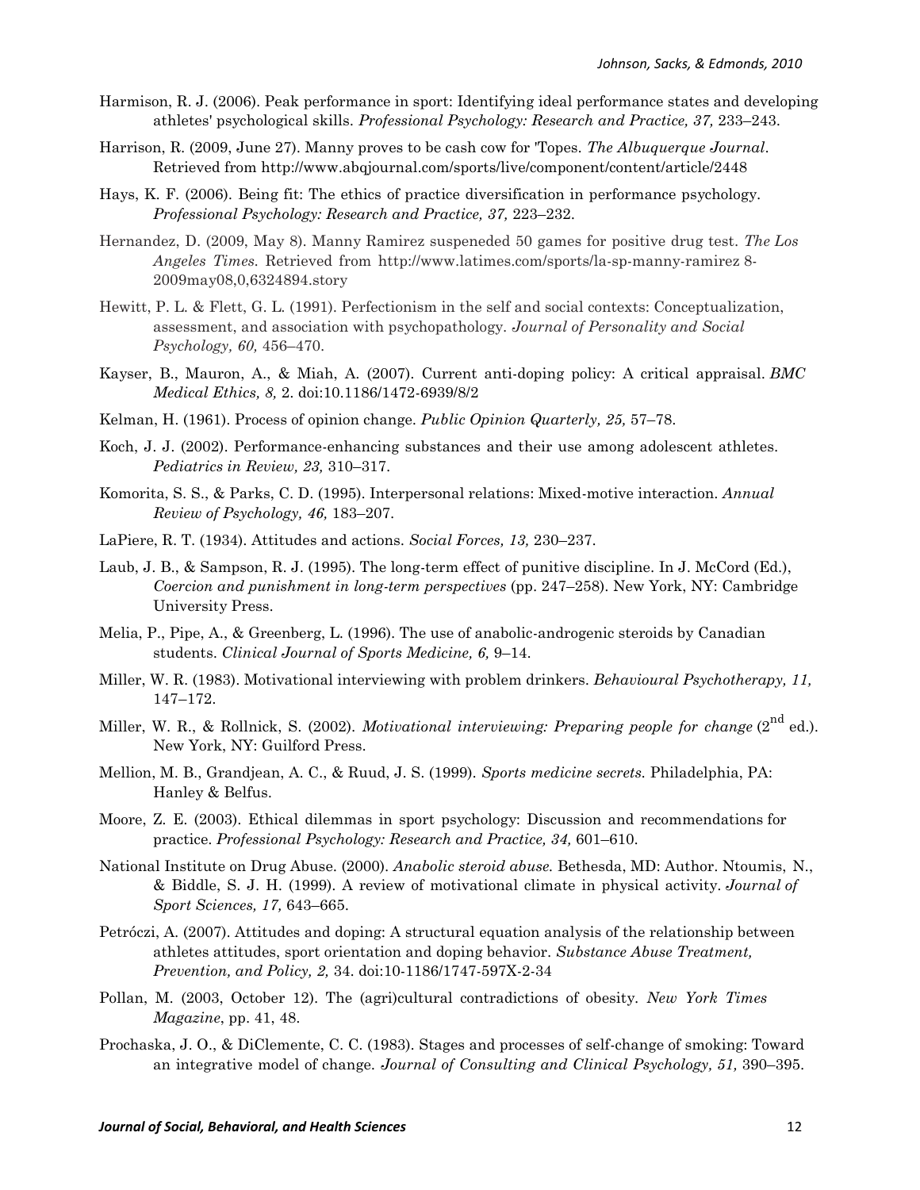Harmison, R. J. (2006). Peak performance in sport: Identifying ideal performance states and developing athletes' psychological skills. *Professional Psychology: Research and Practice, 37,* 233–243.

Harrison, R. (2009, June 27). Manny proves to be cash cow for 'Topes. *The Albuquerque Journal*. Retrieved from http://www.abqjournal.com/sports/live/component/content/article/2448

Hays, K. F. (2006). Being fit: The ethics of practice diversification in performance psychology. *Professional Psychology: Research and Practice, 37,* 223–232.

Hernandez, D. (2009, May 8). Manny Ramirez suspeneded 50 games for positive drug test. *The Los Angeles Times.* Retrieved from http://www.latimes.com/sports/la-sp-manny-ramirez 8-2009may08,0,6324894.story

Hewitt, P. L. & Flett, G. L. (1991). Perfectionism in the self and social contexts: Conceptualization, assessment, and association with psychopathology. *Journal of Personality and Social Psychology, 60,* 456–470.

Kayser, B., Mauron, A., & Miah, A. (2007). Current anti-doping policy: A critical appraisal. *BMC Medical Ethics, 8,* 2. doi:10.1186/1472-6939/8/2

Kelman, H. (1961). Process of opinion change. *Public Opinion Quarterly, 25,* 57–78.

Koch, J. J. (2002). Performance-enhancing substances and their use among adolescent athletes. *Pediatrics in Review, 23,* 310–317.

Komorita, S. S., & Parks, C. D. (1995). Interpersonal relations: Mixed-motive interaction. *Annual Review of Psychology, 46,* 183–207.

LaPiere, R. T. (1934). Attitudes and actions. *Social Forces, 13,* 230–237.

Laub, J. B., & Sampson, R. J. (1995). The long-term effect of punitive discipline. In J. McCord (Ed.), *Coercion and punishment in long-term perspectives* (pp. 247–258). New York, NY: Cambridge University Press.

Melia, P., Pipe, A., & Greenberg, L. (1996). The use of anabolic-androgenic steroids by Canadian students. *Clinical Journal of Sports Medicine, 6,* 9–14.

Miller, W. R. (1983). Motivational interviewing with problem drinkers. *Behavioural Psychotherapy, 11,* 147–172.

Miller, W. R., & Rollnick, S. (2002). *Motivational interviewing: Preparing people for change* (2nd ed.). New York, NY: Guilford Press.

Mellion, M. B., Grandjean, A. C., & Ruud, J. S. (1999). *Sports medicine secrets.* Philadelphia, PA: Hanley & Belfus.

Moore, Z. E. (2003). Ethical dilemmas in sport psychology: Discussion and recommendations for practice. *Professional Psychology: Research and Practice, 34,* 601–610.

National Institute on Drug Abuse. (2000). *Anabolic steroid abuse.* Bethesda, MD: Author. Ntoumis, N., & Biddle, S. J. H. (1999). A review of motivational climate in physical activity. *Journal of Sport Sciences, 17,* 643–665.

Petróczi, A. (2007). Attitudes and doping: A structural equation analysis of the relationship between athletes attitudes, sport orientation and doping behavior. *Substance Abuse Treatment, Prevention, and Policy, 2,* 34. doi:10-1186/1747-597X-2-34

Pollan, M. (2003, October 12). The (agri)cultural contradictions of obesity. *New York Times Magazine*, pp. 41, 48.

Prochaska, J. O., & DiClemente, C. C. (1983). Stages and processes of self-change of smoking: Toward an integrative model of change. *Journal of Consulting and Clinical Psychology, 51,* 390–395.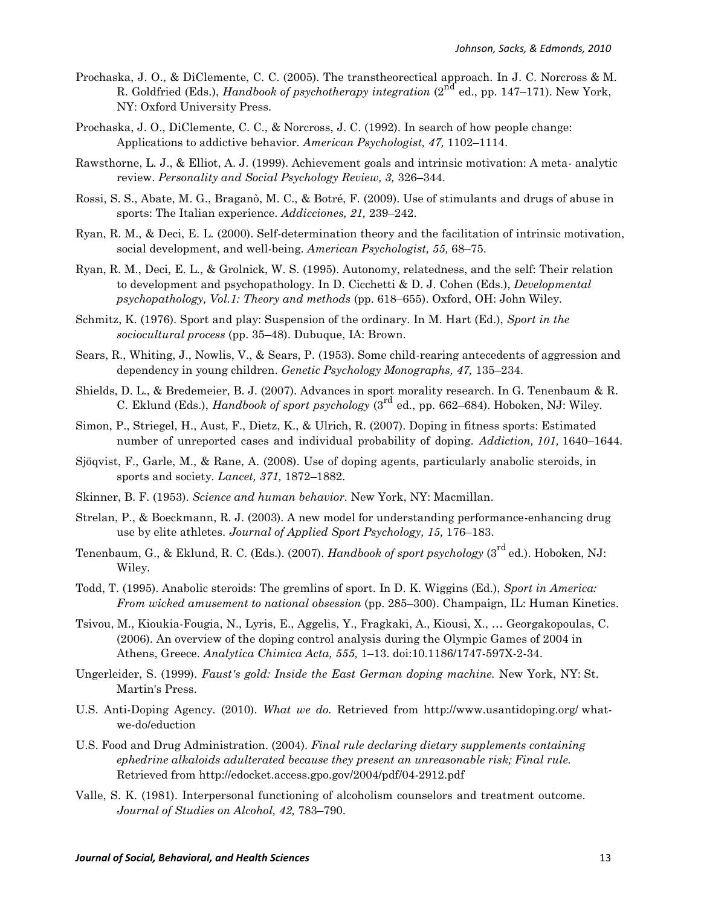Prochaska, J. O., & DiClemente, C. C. (2005). The transtheorectical approach. In J. C. Norcross & M. R. Goldfried (Eds.), *Handbook of psychotherapy integration* (2nd ed., pp. 147–171). New York, NY: Oxford University Press.

Prochaska, J. O., DiClemente, C. C., & Norcross, J. C. (1992). In search of how people change: Applications to addictive behavior. *American Psychologist, 47,* 1102–1114.

Rawsthorne, L. J., & Elliot, A. J. (1999). Achievement goals and intrinsic motivation: A meta- analytic review. *Personality and Social Psychology Review, 3,* 326–344.

Rossi, S. S., Abate, M. G., Braganò, M. C., & Botré, F. (2009). Use of stimulants and drugs of abuse in sports: The Italian experience. *Addicciones, 21,* 239–242.

Ryan, R. M., & Deci, E. L. (2000). Self-determination theory and the facilitation of intrinsic motivation, social development, and well-being. *American Psychologist, 55,* 68–75.

Ryan, R. M., Deci, E. L., & Grolnick, W. S. (1995). Autonomy, relatedness, and the self: Their relation to development and psychopathology. In D. Cicchetti & D. J. Cohen (Eds.), *Developmental psychopathology, Vol.1: Theory and methods* (pp. 618–655). Oxford, OH: John Wiley.

Schmitz, K. (1976). Sport and play: Suspension of the ordinary. In M. Hart (Ed.), *Sport in the sociocultural process* (pp. 35–48). Dubuque, IA: Brown.

Sears, R., Whiting, J., Nowlis, V., & Sears, P. (1953). Some child-rearing antecedents of aggression and dependency in young children. *Genetic Psychology Monographs, 47,* 135–234.

Shields, D. L., & Bredemeier, B. J. (2007). Advances in sport morality research. In G. Tenenbaum & R. C. Eklund (Eds.), *Handbook of sport psychology* (3rd ed., pp. 662–684). Hoboken, NJ: Wiley.

Simon, P., Striegel, H., Aust, F., Dietz, K., & Ulrich, R. (2007). Doping in fitness sports: Estimated number of unreported cases and individual probability of doping. *Addiction, 101,* 1640–1644.

Sjöqvist, F., Garle, M., & Rane, A. (2008). Use of doping agents, particularly anabolic steroids, in sports and society. *Lancet, 371,* 1872–1882.

Skinner, B. F. (1953). *Science and human behavior.* New York, NY: Macmillan.

Strelan, P., & Boeckmann, R. J. (2003). A new model for understanding performance-enhancing drug use by elite athletes. *Journal of Applied Sport Psychology, 15,* 176–183.

Tenenbaum, G., & Eklund, R. C. (Eds.). (2007). *Handbook of sport psychology* (3rd ed.). Hoboken, NJ: Wiley.

Todd, T. (1995). Anabolic steroids: The gremlins of sport. In D. K. Wiggins (Ed.), *Sport in America: From wicked amusement to national obsession* (pp. 285–300). Champaign, IL: Human Kinetics.

Tsivou, M., Kioukia-Fougia, N., Lyris, E., Aggelis, Y., Fragkaki, A., Kiousi, X., … Georgakopoulas, C. (2006). An overview of the doping control analysis during the Olympic Games of 2004 in Athens, Greece. *Analytica Chimica Acta, 555,* 1–13. doi:10.1186/1747-597X-2-34.

Ungerleider, S. (1999). *Faust's gold: Inside the East German doping machine.* New York, NY: St. Martin's Press.

U.S. Anti-Doping Agency. (2010). *What we do.* Retrieved from http://www.usantidoping.org/ what-we-do/eduction

U.S. Food and Drug Administration. (2004). *Final rule declaring dietary supplements containing ephedrine alkaloids adulterated because they present an unreasonable risk; Final rule.* Retrieved from http://edocket.access.gpo.gov/2004/pdf/04-2912.pdf

Valle, S. K. (1981). Interpersonal functioning of alcoholism counselors and treatment outcome. *Journal of Studies on Alcohol, 42,* 783–790.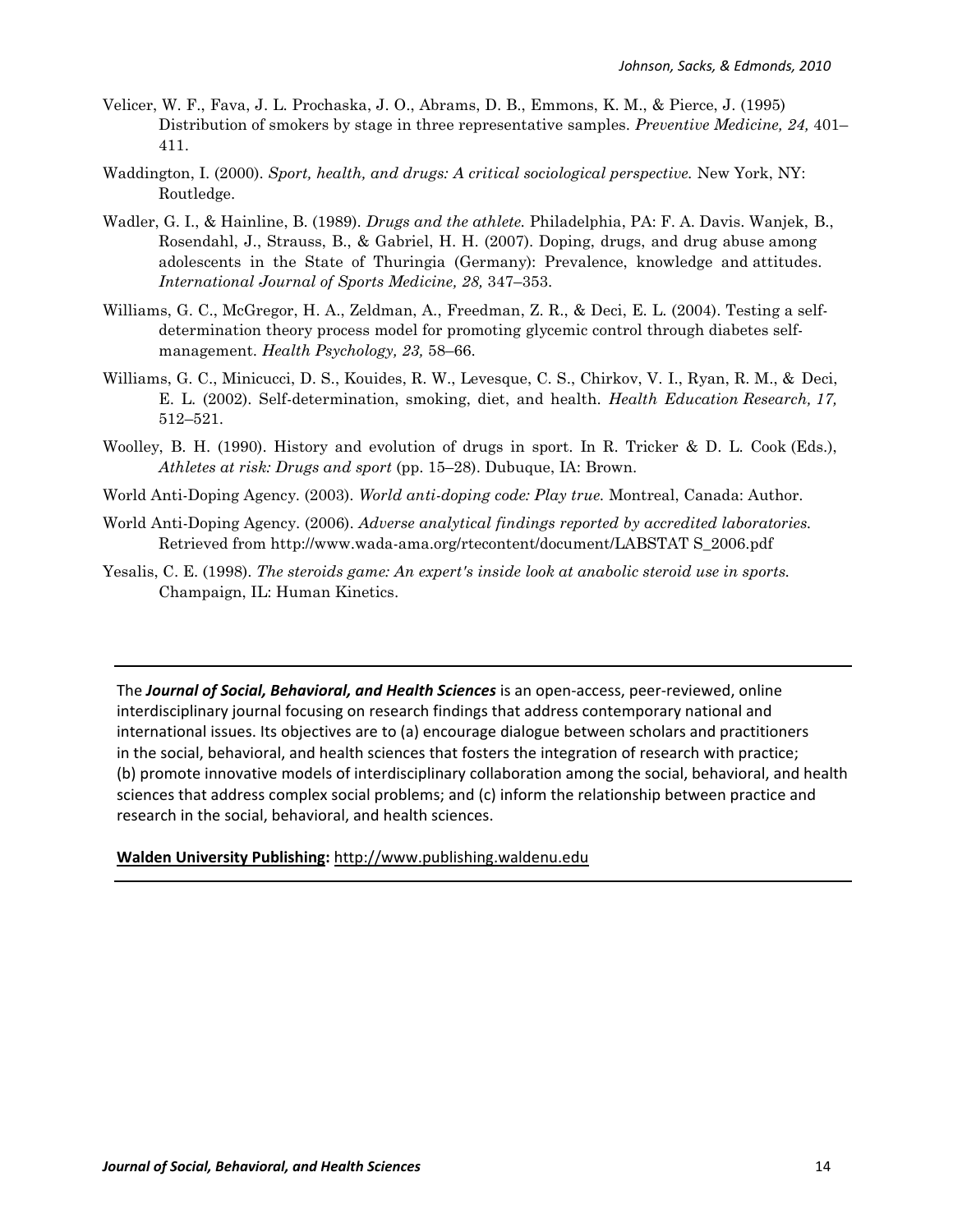Velicer, W. F., Fava, J. L. Prochaska, J. O., Abrams, D. B., Emmons, K. M., & Pierce, J. (1995) Distribution of smokers by stage in three representative samples. *Preventive Medicine, 24,* 401–411.

Waddington, I. (2000). *Sport, health, and drugs: A critical sociological perspective.* New York, NY: Routledge.

Wadler, G. I., & Hainline, B. (1989). *Drugs and the athlete.* Philadelphia, PA: F. A. Davis. Wanjek, B., Rosendahl, J., Strauss, B., & Gabriel, H. H. (2007). Doping, drugs, and drug abuse among adolescents in the State of Thuringia (Germany): Prevalence, knowledge and attitudes. *International Journal of Sports Medicine, 28,* 347–353.

Williams, G. C., McGregor, H. A., Zeldman, A., Freedman, Z. R., & Deci, E. L. (2004). Testing a self-determination theory process model for promoting glycemic control through diabetes self-management. *Health Psychology, 23,* 58–66.

Williams, G. C., Minicucci, D. S., Kouides, R. W., Levesque, C. S., Chirkov, V. I., Ryan, R. M., & Deci, E. L. (2002). Self-determination, smoking, diet, and health. *Health Education Research, 17,* 512–521.

Woolley, B. H. (1990). History and evolution of drugs in sport. In R. Tricker & D. L. Cook (Eds.), *Athletes at risk: Drugs and sport* (pp. 15–28). Dubuque, IA: Brown.

World Anti-Doping Agency. (2003). *World anti-doping code: Play true.* Montreal, Canada: Author.

World Anti-Doping Agency. (2006). *Adverse analytical findings reported by accredited laboratories.* Retrieved from http://www.wada-ama.org/rtecontent/document/LABSTAT S_2006.pdf

Yesalis, C. E. (1998). *The steroids game: An expert's inside look at anabolic steroid use in sports.* Champaign, IL: Human Kinetics.

---

The ***Journal of Social, Behavioral, and Health Sciences*** is an open-access, peer-reviewed, online interdisciplinary journal focusing on research findings that address contemporary national and international issues. Its objectives are to (a) encourage dialogue between scholars and practitioners in the social, behavioral, and health sciences that fosters the integration of research with practice; (b) promote innovative models of interdisciplinary collaboration among the social, behavioral, and health sciences that address complex social problems; and (c) inform the relationship between practice and research in the social, behavioral, and health sciences.

**Walden University Publishing:** http://www.publishing.waldenu.edu

---